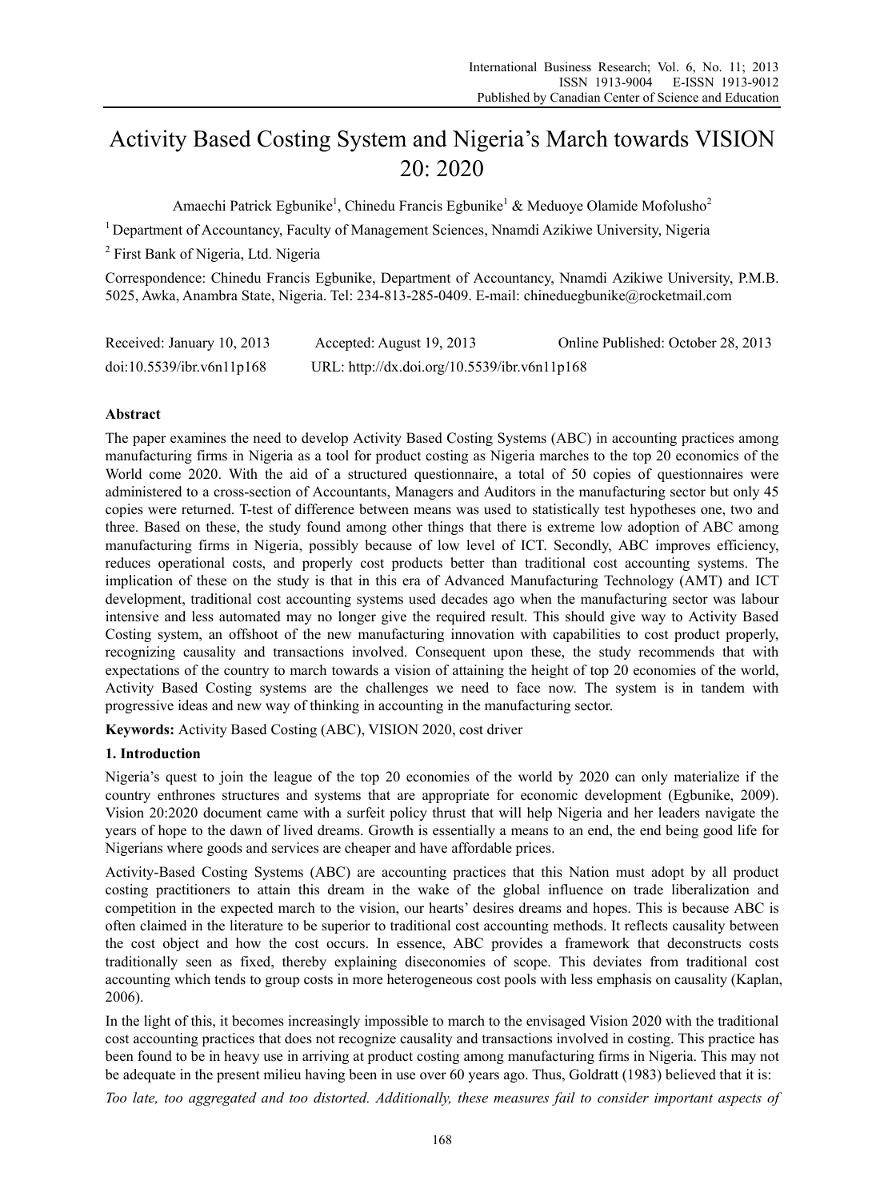# Activity Based Costing System and Nigeria's March towards VISION 20: 2020

Amaechi Patrick Egbunike[1], Chinedu Francis Egbunike[1] & Meduoye Olamide Mofolusho[2]

[1] Department of Accountancy, Faculty of Management Sciences, Nnamdi Azikiwe University, Nigeria

[2] First Bank of Nigeria, Ltd. Nigeria

Correspondence: Chinedu Francis Egbunike, Department of Accountancy, Nnamdi Azikiwe University, P.M.B. 5025, Awka, Anambra State, Nigeria. Tel: 234-813-285-0409. E-mail: chineduegbunike@rocketmail.com

Received: January 10, 2013 Accepted: August 19, 2013 Online Published: October 28, 2013

doi:10.5539/ibr.v6n11p168 URL: http://dx.doi.org/10.5539/ibr.v6n11p168

## Abstract

The paper examines the need to develop Activity Based Costing Systems (ABC) in accounting practices among manufacturing firms in Nigeria as a tool for product costing as Nigeria marches to the top 20 economics of the World come 2020. With the aid of a structured questionnaire, a total of 50 copies of questionnaires were administered to a cross-section of Accountants, Managers and Auditors in the manufacturing sector but only 45 copies were returned. T-test of difference between means was used to statistically test hypotheses one, two and three. Based on these, the study found among other things that there is extreme low adoption of ABC among manufacturing firms in Nigeria, possibly because of low level of ICT. Secondly, ABC improves efficiency, reduces operational costs, and properly cost products better than traditional cost accounting systems. The implication of these on the study is that in this era of Advanced Manufacturing Technology (AMT) and ICT development, traditional cost accounting systems used decades ago when the manufacturing sector was labour intensive and less automated may no longer give the required result. This should give way to Activity Based Costing system, an offshoot of the new manufacturing innovation with capabilities to cost product properly, recognizing causality and transactions involved. Consequent upon these, the study recommends that with expectations of the country to march towards a vision of attaining the height of top 20 economies of the world, Activity Based Costing systems are the challenges we need to face now. The system is in tandem with progressive ideas and new way of thinking in accounting in the manufacturing sector.

**Keywords:** Activity Based Costing (ABC), VISION 2020, cost driver

## 1. Introduction

Nigeria's quest to join the league of the top 20 economies of the world by 2020 can only materialize if the country enthrones structures and systems that are appropriate for economic development (Egbunike, 2009). Vision 20:2020 document came with a surfeit policy thrust that will help Nigeria and her leaders navigate the years of hope to the dawn of lived dreams. Growth is essentially a means to an end, the end being good life for Nigerians where goods and services are cheaper and have affordable prices.

Activity-Based Costing Systems (ABC) are accounting practices that this Nation must adopt by all product costing practitioners to attain this dream in the wake of the global influence on trade liberalization and competition in the expected march to the vision, our hearts' desires dreams and hopes. This is because ABC is often claimed in the literature to be superior to traditional cost accounting methods. It reflects causality between the cost object and how the cost occurs. In essence, ABC provides a framework that deconstructs costs traditionally seen as fixed, thereby explaining diseconomies of scope. This deviates from traditional cost accounting which tends to group costs in more heterogeneous cost pools with less emphasis on causality (Kaplan, 2006).

In the light of this, it becomes increasingly impossible to march to the envisaged Vision 2020 with the traditional cost accounting practices that does not recognize causality and transactions involved in costing. This practice has been found to be in heavy use in arriving at product costing among manufacturing firms in Nigeria. This may not be adequate in the present milieu having been in use over 60 years ago. Thus, Goldratt (1983) believed that it is:

*Too late, too aggregated and too distorted. Additionally, these measures fail to consider important aspects of*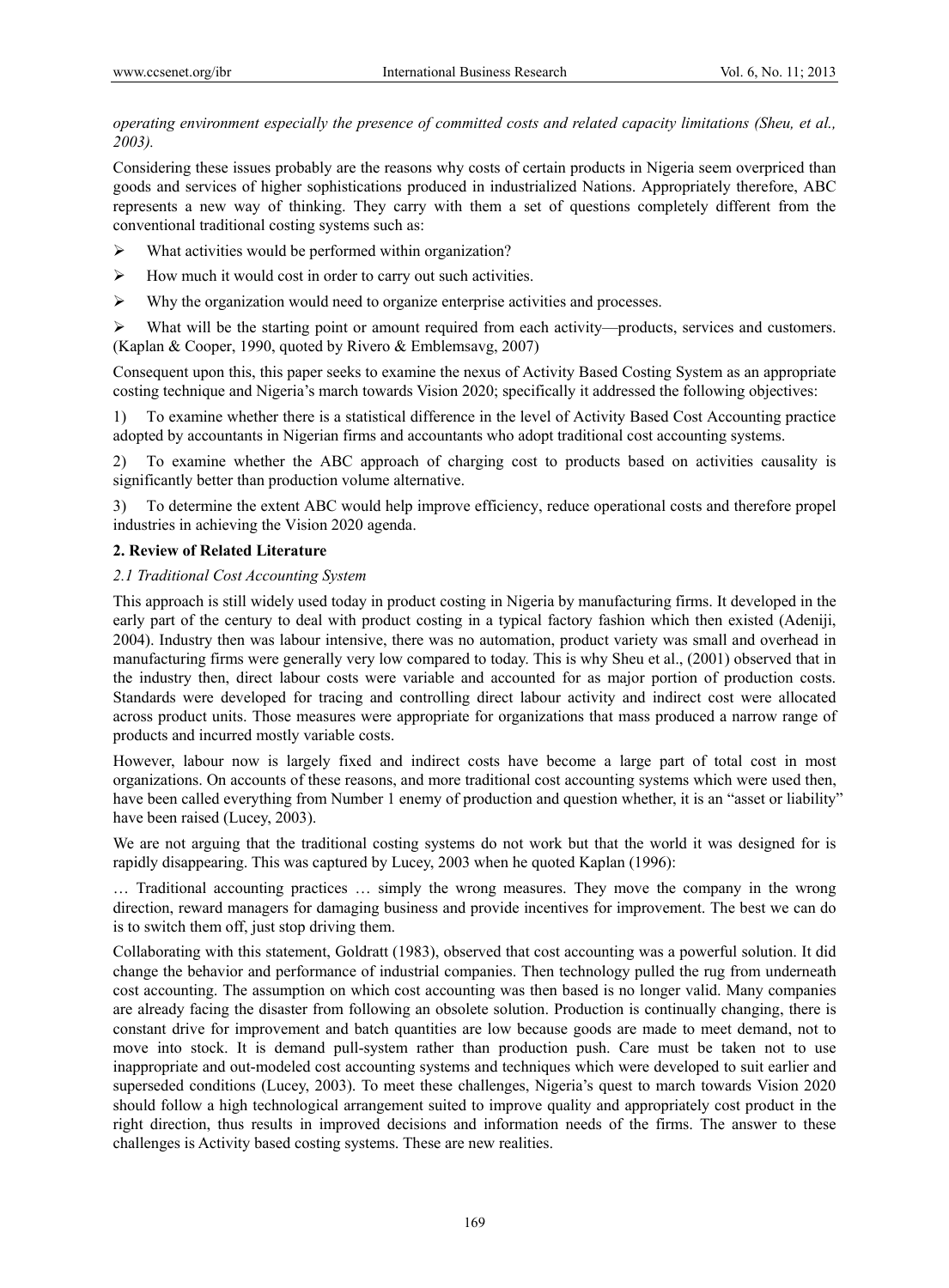*operating environment especially the presence of committed costs and related capacity limitations (Sheu, et al., 2003).*

Considering these issues probably are the reasons why costs of certain products in Nigeria seem overpriced than goods and services of higher sophistications produced in industrialized Nations. Appropriately therefore, ABC represents a new way of thinking. They carry with them a set of questions completely different from the conventional traditional costing systems such as:

- What activities would be performed within organization?
- How much it would cost in order to carry out such activities.
- Why the organization would need to organize enterprise activities and processes.
- What will be the starting point or amount required from each activity—products, services and customers. (Kaplan & Cooper, 1990, quoted by Rivero & Emblemsavg, 2007)

Consequent upon this, this paper seeks to examine the nexus of Activity Based Costing System as an appropriate costing technique and Nigeria's march towards Vision 2020; specifically it addressed the following objectives:

1) To examine whether there is a statistical difference in the level of Activity Based Cost Accounting practice adopted by accountants in Nigerian firms and accountants who adopt traditional cost accounting systems.

2) To examine whether the ABC approach of charging cost to products based on activities causality is significantly better than production volume alternative.

3) To determine the extent ABC would help improve efficiency, reduce operational costs and therefore propel industries in achieving the Vision 2020 agenda.

## 2. Review of Related Literature

### *2.1 Traditional Cost Accounting System*

This approach is still widely used today in product costing in Nigeria by manufacturing firms. It developed in the early part of the century to deal with product costing in a typical factory fashion which then existed (Adeniji, 2004). Industry then was labour intensive, there was no automation, product variety was small and overhead in manufacturing firms were generally very low compared to today. This is why Sheu et al., (2001) observed that in the industry then, direct labour costs were variable and accounted for as major portion of production costs. Standards were developed for tracing and controlling direct labour activity and indirect cost were allocated across product units. Those measures were appropriate for organizations that mass produced a narrow range of products and incurred mostly variable costs.

However, labour now is largely fixed and indirect costs have become a large part of total cost in most organizations. On accounts of these reasons, and more traditional cost accounting systems which were used then, have been called everything from Number 1 enemy of production and question whether, it is an "asset or liability" have been raised (Lucey, 2003).

We are not arguing that the traditional costing systems do not work but that the world it was designed for is rapidly disappearing. This was captured by Lucey, 2003 when he quoted Kaplan (1996):

… Traditional accounting practices … simply the wrong measures. They move the company in the wrong direction, reward managers for damaging business and provide incentives for improvement. The best we can do is to switch them off, just stop driving them.

Collaborating with this statement, Goldratt (1983), observed that cost accounting was a powerful solution. It did change the behavior and performance of industrial companies. Then technology pulled the rug from underneath cost accounting. The assumption on which cost accounting was then based is no longer valid. Many companies are already facing the disaster from following an obsolete solution. Production is continually changing, there is constant drive for improvement and batch quantities are low because goods are made to meet demand, not to move into stock. It is demand pull-system rather than production push. Care must be taken not to use inappropriate and out-modeled cost accounting systems and techniques which were developed to suit earlier and superseded conditions (Lucey, 2003). To meet these challenges, Nigeria's quest to march towards Vision 2020 should follow a high technological arrangement suited to improve quality and appropriately cost product in the right direction, thus results in improved decisions and information needs of the firms. The answer to these challenges is Activity based costing systems. These are new realities.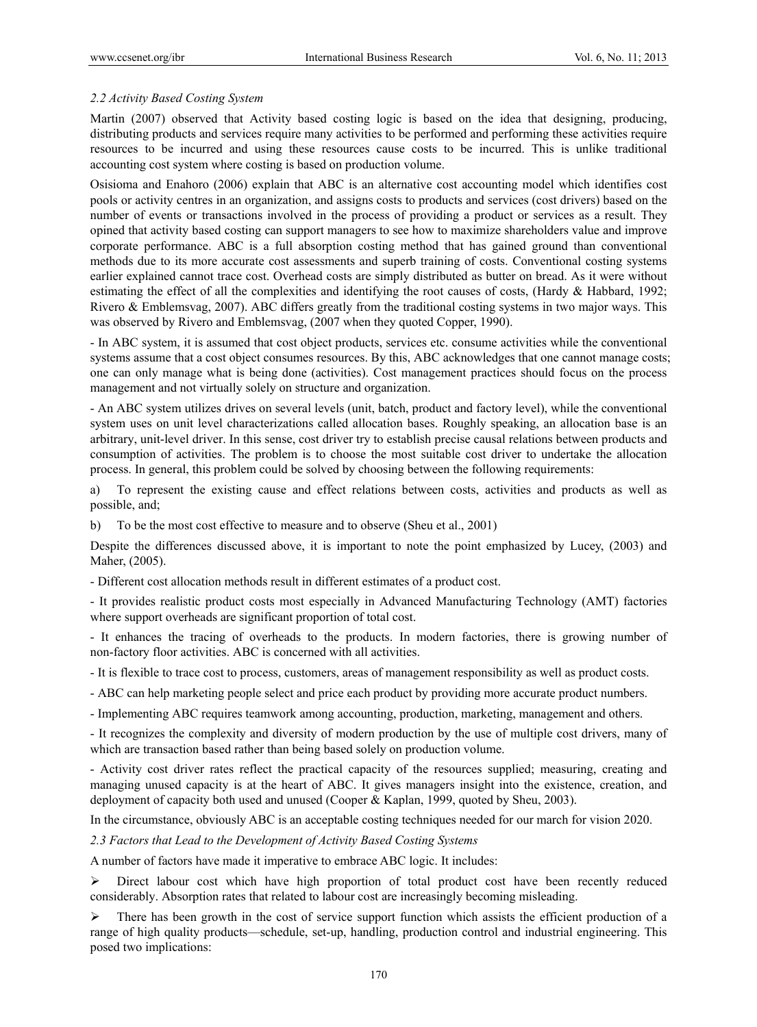### *2.2 Activity Based Costing System*

Martin (2007) observed that Activity based costing logic is based on the idea that designing, producing, distributing products and services require many activities to be performed and performing these activities require resources to be incurred and using these resources cause costs to be incurred. This is unlike traditional accounting cost system where costing is based on production volume.

Osisioma and Enahoro (2006) explain that ABC is an alternative cost accounting model which identifies cost pools or activity centres in an organization, and assigns costs to products and services (cost drivers) based on the number of events or transactions involved in the process of providing a product or services as a result. They opined that activity based costing can support managers to see how to maximize shareholders value and improve corporate performance. ABC is a full absorption costing method that has gained ground than conventional methods due to its more accurate cost assessments and superb training of costs. Conventional costing systems earlier explained cannot trace cost. Overhead costs are simply distributed as butter on bread. As it were without estimating the effect of all the complexities and identifying the root causes of costs, (Hardy & Habbard, 1992; Rivero & Emblemsvag, 2007). ABC differs greatly from the traditional costing systems in two major ways. This was observed by Rivero and Emblemsvag, (2007 when they quoted Copper, 1990).

- In ABC system, it is assumed that cost object products, services etc. consume activities while the conventional systems assume that a cost object consumes resources. By this, ABC acknowledges that one cannot manage costs; one can only manage what is being done (activities). Cost management practices should focus on the process management and not virtually solely on structure and organization.

- An ABC system utilizes drives on several levels (unit, batch, product and factory level), while the conventional system uses on unit level characterizations called allocation bases. Roughly speaking, an allocation base is an arbitrary, unit-level driver. In this sense, cost driver try to establish precise causal relations between products and consumption of activities. The problem is to choose the most suitable cost driver to undertake the allocation process. In general, this problem could be solved by choosing between the following requirements:

a) To represent the existing cause and effect relations between costs, activities and products as well as possible, and;

b) To be the most cost effective to measure and to observe (Sheu et al., 2001)

Despite the differences discussed above, it is important to note the point emphasized by Lucey, (2003) and Maher, (2005).

- Different cost allocation methods result in different estimates of a product cost.

- It provides realistic product costs most especially in Advanced Manufacturing Technology (AMT) factories where support overheads are significant proportion of total cost.

- It enhances the tracing of overheads to the products. In modern factories, there is growing number of non-factory floor activities. ABC is concerned with all activities.

- It is flexible to trace cost to process, customers, areas of management responsibility as well as product costs.

- ABC can help marketing people select and price each product by providing more accurate product numbers.

- Implementing ABC requires teamwork among accounting, production, marketing, management and others.

- It recognizes the complexity and diversity of modern production by the use of multiple cost drivers, many of which are transaction based rather than being based solely on production volume.

- Activity cost driver rates reflect the practical capacity of the resources supplied; measuring, creating and managing unused capacity is at the heart of ABC. It gives managers insight into the existence, creation, and deployment of capacity both used and unused (Cooper & Kaplan, 1999, quoted by Sheu, 2003).

In the circumstance, obviously ABC is an acceptable costing techniques needed for our march for vision 2020.

### *2.3 Factors that Lead to the Development of Activity Based Costing Systems*

A number of factors have made it imperative to embrace ABC logic. It includes:

- Direct labour cost which have high proportion of total product cost have been recently reduced considerably. Absorption rates that related to labour cost are increasingly becoming misleading.

- There has been growth in the cost of service support function which assists the efficient production of a range of high quality products—schedule, set-up, handling, production control and industrial engineering. This posed two implications: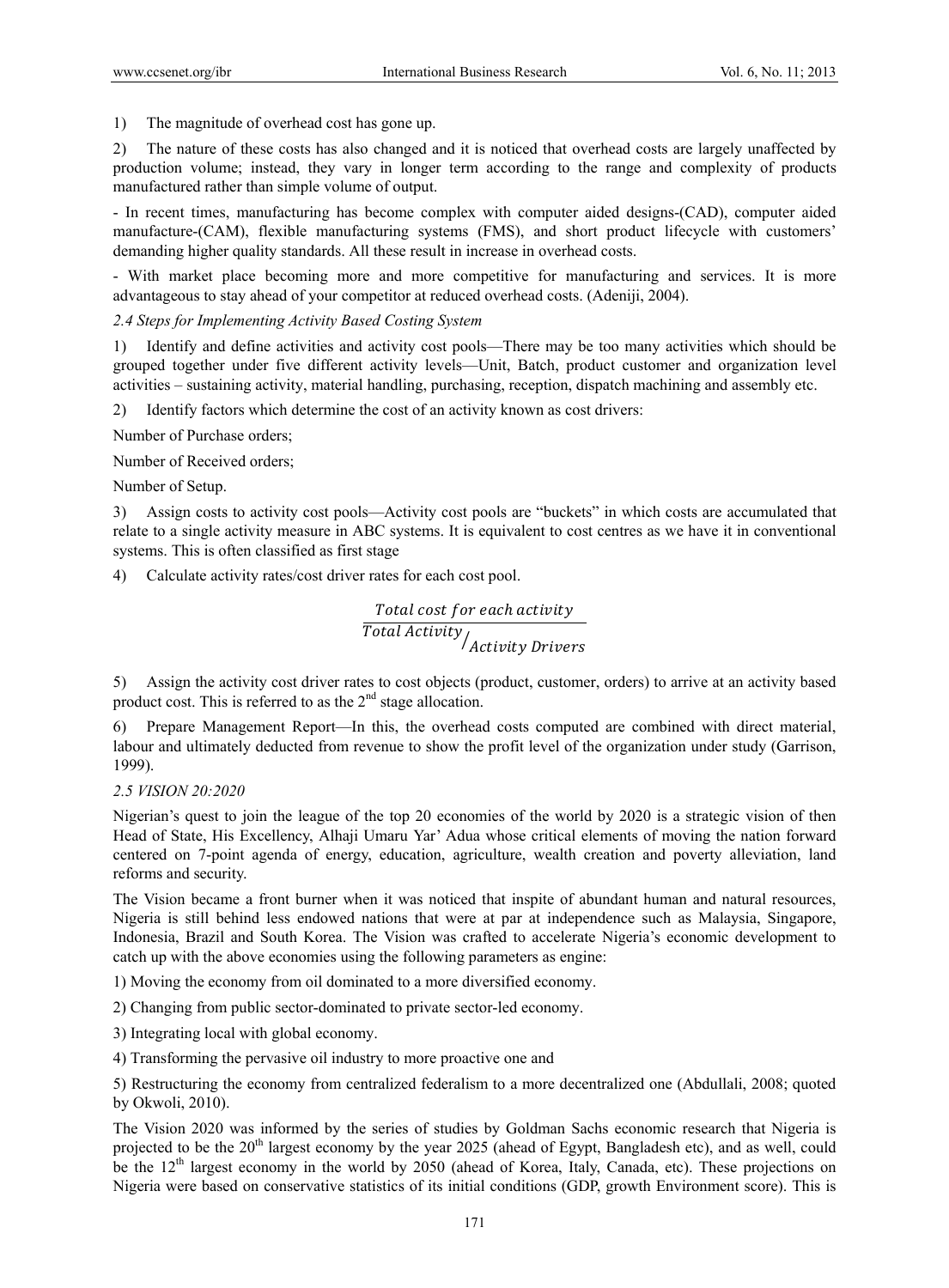1) The magnitude of overhead cost has gone up.

2) The nature of these costs has also changed and it is noticed that overhead costs are largely unaffected by production volume; instead, they vary in longer term according to the range and complexity of products manufactured rather than simple volume of output.

- In recent times, manufacturing has become complex with computer aided designs-(CAD), computer aided manufacture-(CAM), flexible manufacturing systems (FMS), and short product lifecycle with customers' demanding higher quality standards. All these result in increase in overhead costs.

- With market place becoming more and more competitive for manufacturing and services. It is more advantageous to stay ahead of your competitor at reduced overhead costs. (Adeniji, 2004).

### *2.4 Steps for Implementing Activity Based Costing System*

1) Identify and define activities and activity cost pools—There may be too many activities which should be grouped together under five different activity levels—Unit, Batch, product customer and organization level activities – sustaining activity, material handling, purchasing, reception, dispatch machining and assembly etc.

2) Identify factors which determine the cost of an activity known as cost drivers:

Number of Purchase orders;

Number of Received orders;

Number of Setup.

3) Assign costs to activity cost pools—Activity cost pools are "buckets" in which costs are accumulated that relate to a single activity measure in ABC systems. It is equivalent to cost centres as we have it in conventional systems. This is often classified as first stage

4) Calculate activity rates/cost driver rates for each cost pool.

$$\frac{Total\ cost\ for\ each\ activity}{Total\ Activity/_{Activity\ Drivers}}$$

5) Assign the activity cost driver rates to cost objects (product, customer, orders) to arrive at an activity based product cost. This is referred to as the 2nd stage allocation.

6) Prepare Management Report—In this, the overhead costs computed are combined with direct material, labour and ultimately deducted from revenue to show the profit level of the organization under study (Garrison, 1999).

### *2.5 VISION 20:2020*

Nigerian's quest to join the league of the top 20 economies of the world by 2020 is a strategic vision of then Head of State, His Excellency, Alhaji Umaru Yar' Adua whose critical elements of moving the nation forward centered on 7-point agenda of energy, education, agriculture, wealth creation and poverty alleviation, land reforms and security.

The Vision became a front burner when it was noticed that inspite of abundant human and natural resources, Nigeria is still behind less endowed nations that were at par at independence such as Malaysia, Singapore, Indonesia, Brazil and South Korea. The Vision was crafted to accelerate Nigeria's economic development to catch up with the above economies using the following parameters as engine:

1) Moving the economy from oil dominated to a more diversified economy.

2) Changing from public sector-dominated to private sector-led economy.

3) Integrating local with global economy.

4) Transforming the pervasive oil industry to more proactive one and

5) Restructuring the economy from centralized federalism to a more decentralized one (Abdullali, 2008; quoted by Okwoli, 2010).

The Vision 2020 was informed by the series of studies by Goldman Sachs economic research that Nigeria is projected to be the 20th largest economy by the year 2025 (ahead of Egypt, Bangladesh etc), and as well, could be the 12th largest economy in the world by 2050 (ahead of Korea, Italy, Canada, etc). These projections on Nigeria were based on conservative statistics of its initial conditions (GDP, growth Environment score). This is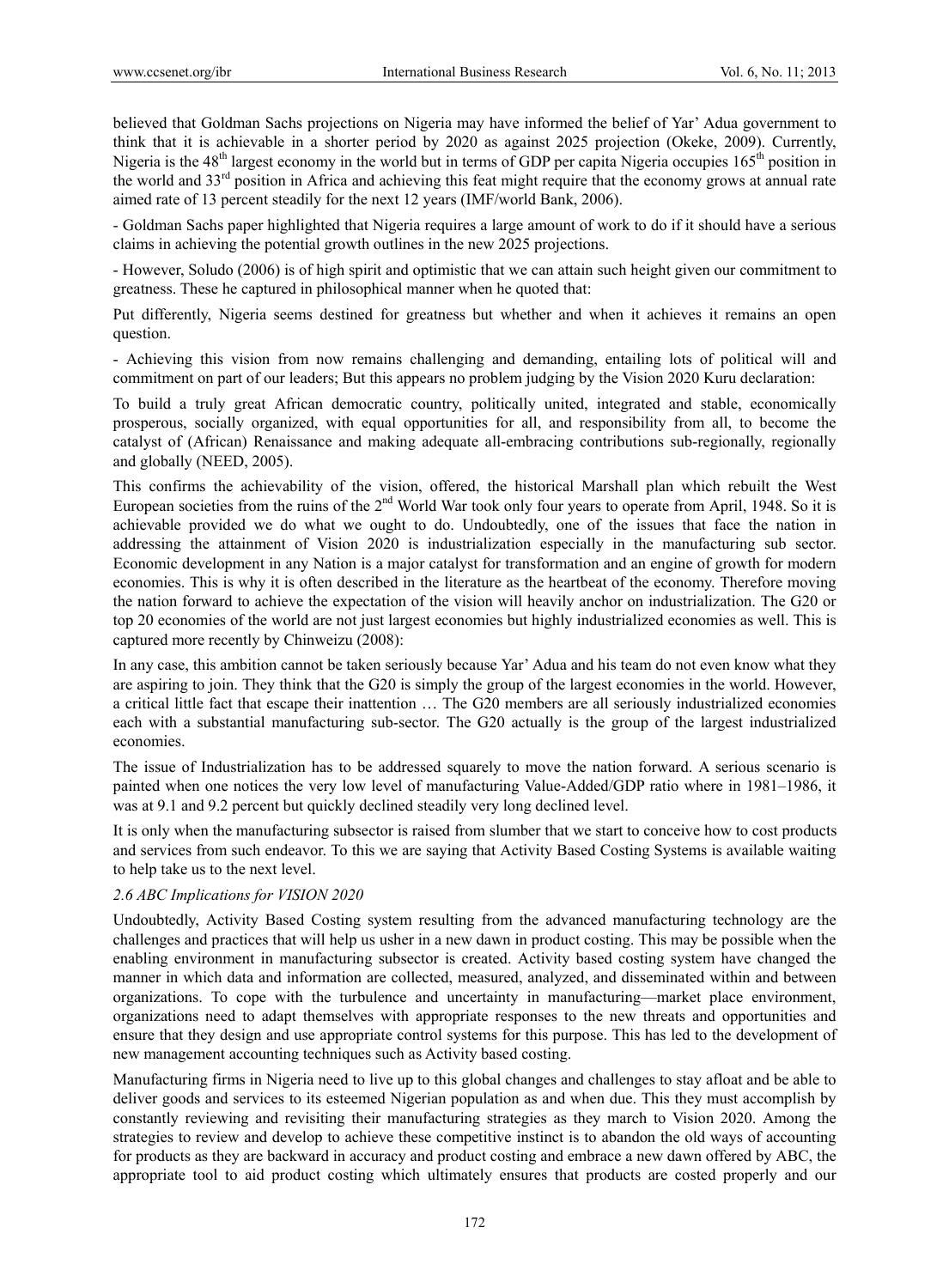believed that Goldman Sachs projections on Nigeria may have informed the belief of Yar' Adua government to think that it is achievable in a shorter period by 2020 as against 2025 projection (Okeke, 2009). Currently, Nigeria is the 48th largest economy in the world but in terms of GDP per capita Nigeria occupies 165th position in the world and 33rd position in Africa and achieving this feat might require that the economy grows at annual rate aimed rate of 13 percent steadily for the next 12 years (IMF/world Bank, 2006).

- Goldman Sachs paper highlighted that Nigeria requires a large amount of work to do if it should have a serious claims in achieving the potential growth outlines in the new 2025 projections.

- However, Soludo (2006) is of high spirit and optimistic that we can attain such height given our commitment to greatness. These he captured in philosophical manner when he quoted that:

Put differently, Nigeria seems destined for greatness but whether and when it achieves it remains an open question.

- Achieving this vision from now remains challenging and demanding, entailing lots of political will and commitment on part of our leaders; But this appears no problem judging by the Vision 2020 Kuru declaration:

To build a truly great African democratic country, politically united, integrated and stable, economically prosperous, socially organized, with equal opportunities for all, and responsibility from all, to become the catalyst of (African) Renaissance and making adequate all-embracing contributions sub-regionally, regionally and globally (NEED, 2005).

This confirms the achievability of the vision, offered, the historical Marshall plan which rebuilt the West European societies from the ruins of the 2nd World War took only four years to operate from April, 1948. So it is achievable provided we do what we ought to do. Undoubtedly, one of the issues that face the nation in addressing the attainment of Vision 2020 is industrialization especially in the manufacturing sub sector. Economic development in any Nation is a major catalyst for transformation and an engine of growth for modern economies. This is why it is often described in the literature as the heartbeat of the economy. Therefore moving the nation forward to achieve the expectation of the vision will heavily anchor on industrialization. The G20 or top 20 economies of the world are not just largest economies but highly industrialized economies as well. This is captured more recently by Chinweizu (2008):

In any case, this ambition cannot be taken seriously because Yar' Adua and his team do not even know what they are aspiring to join. They think that the G20 is simply the group of the largest economies in the world. However, a critical little fact that escape their inattention … The G20 members are all seriously industrialized economies each with a substantial manufacturing sub-sector. The G20 actually is the group of the largest industrialized economies.

The issue of Industrialization has to be addressed squarely to move the nation forward. A serious scenario is painted when one notices the very low level of manufacturing Value-Added/GDP ratio where in 1981–1986, it was at 9.1 and 9.2 percent but quickly declined steadily very long declined level.

It is only when the manufacturing subsector is raised from slumber that we start to conceive how to cost products and services from such endeavor. To this we are saying that Activity Based Costing Systems is available waiting to help take us to the next level.

### *2.6 ABC Implications for VISION 2020*

Undoubtedly, Activity Based Costing system resulting from the advanced manufacturing technology are the challenges and practices that will help us usher in a new dawn in product costing. This may be possible when the enabling environment in manufacturing subsector is created. Activity based costing system have changed the manner in which data and information are collected, measured, analyzed, and disseminated within and between organizations. To cope with the turbulence and uncertainty in manufacturing—market place environment, organizations need to adapt themselves with appropriate responses to the new threats and opportunities and ensure that they design and use appropriate control systems for this purpose. This has led to the development of new management accounting techniques such as Activity based costing.

Manufacturing firms in Nigeria need to live up to this global changes and challenges to stay afloat and be able to deliver goods and services to its esteemed Nigerian population as and when due. This they must accomplish by constantly reviewing and revisiting their manufacturing strategies as they march to Vision 2020. Among the strategies to review and develop to achieve these competitive instinct is to abandon the old ways of accounting for products as they are backward in accuracy and product costing and embrace a new dawn offered by ABC, the appropriate tool to aid product costing which ultimately ensures that products are costed properly and our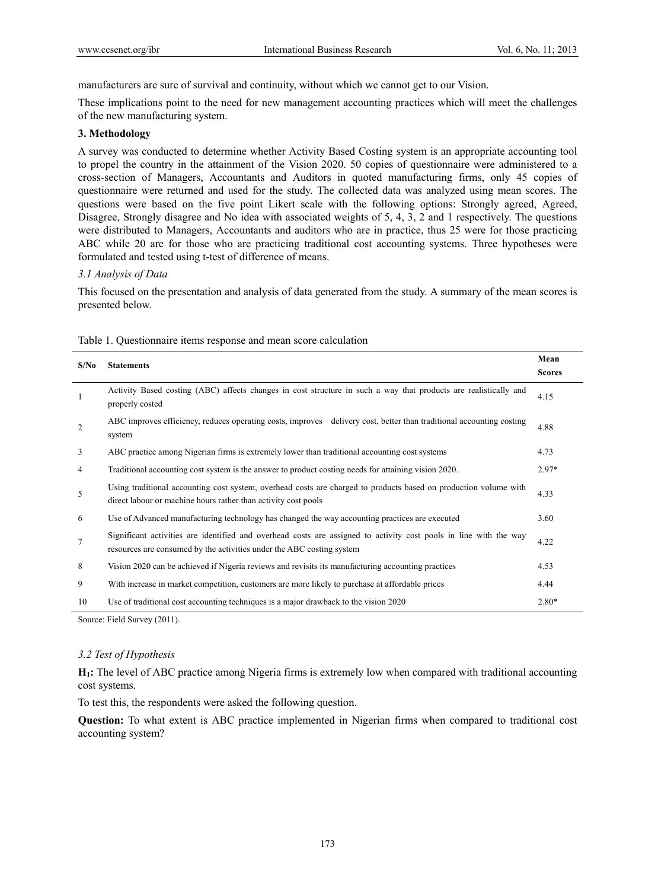manufacturers are sure of survival and continuity, without which we cannot get to our Vision.

These implications point to the need for new management accounting practices which will meet the challenges of the new manufacturing system.

### 3. Methodology

A survey was conducted to determine whether Activity Based Costing system is an appropriate accounting tool to propel the country in the attainment of the Vision 2020. 50 copies of questionnaire were administered to a cross-section of Managers, Accountants and Auditors in quoted manufacturing firms, only 45 copies of questionnaire were returned and used for the study. The collected data was analyzed using mean scores. The questions were based on the five point Likert scale with the following options: Strongly agreed, Agreed, Disagree, Strongly disagree and No idea with associated weights of 5, 4, 3, 2 and 1 respectively. The questions were distributed to Managers, Accountants and auditors who are in practice, thus 25 were for those practicing ABC while 20 are for those who are practicing traditional cost accounting systems. Three hypotheses were formulated and tested using t-test of difference of means.

#### *3.1 Analysis of Data*

This focused on the presentation and analysis of data generated from the study. A summary of the mean scores is presented below.

Table 1. Questionnaire items response and mean score calculation

| S/No | Statements | Mean Scores |
|---|---|---|
| 1 | Activity Based costing (ABC) affects changes in cost structure in such a way that products are realistically and properly costed | 4.15 |
| 2 | ABC improves efficiency, reduces operating costs, improves delivery cost, better than traditional accounting costing system | 4.88 |
| 3 | ABC practice among Nigerian firms is extremely lower than traditional accounting cost systems | 4.73 |
| 4 | Traditional accounting cost system is the answer to product costing needs for attaining vision 2020. | 2.97* |
| 5 | Using traditional accounting cost system, overhead costs are charged to products based on production volume with direct labour or machine hours rather than activity cost pools | 4.33 |
| 6 | Use of Advanced manufacturing technology has changed the way accounting practices are executed | 3.60 |
| 7 | Significant activities are identified and overhead costs are assigned to activity cost pools in line with the way resources are consumed by the activities under the ABC costing system | 4.22 |
| 8 | Vision 2020 can be achieved if Nigeria reviews and revisits its manufacturing accounting practices | 4.53 |
| 9 | With increase in market competition, customers are more likely to purchase at affordable prices | 4.44 |
| 10 | Use of traditional cost accounting techniques is a major drawback to the vision 2020 | 2.80* |

Source: Field Survey (2011).

#### *3.2 Test of Hypothesis*

**$H_1$:** The level of ABC practice among Nigeria firms is extremely low when compared with traditional accounting cost systems.

To test this, the respondents were asked the following question.

**Question:** To what extent is ABC practice implemented in Nigerian firms when compared to traditional cost accounting system?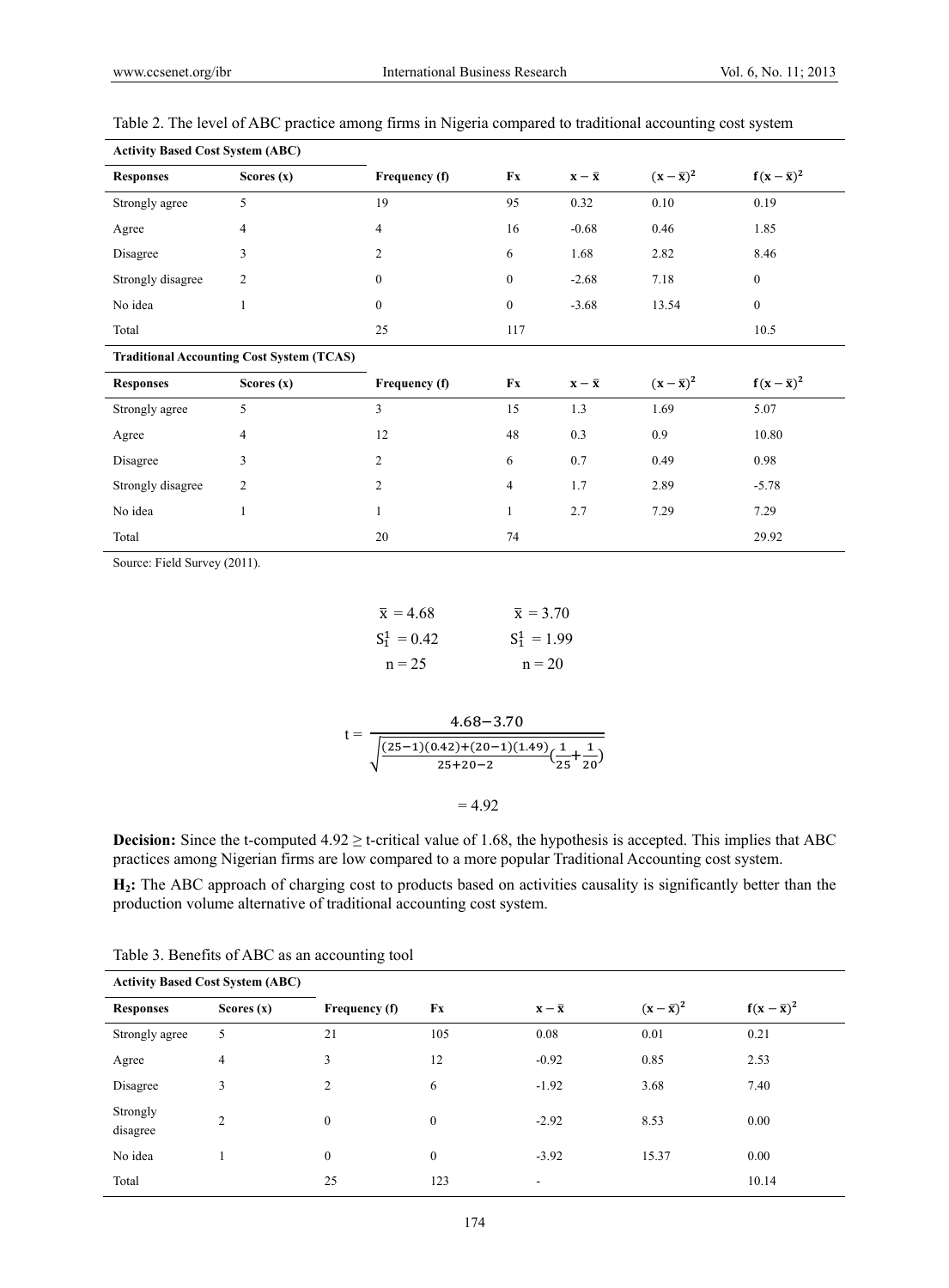Table 2. The level of ABC practice among firms in Nigeria compared to traditional accounting cost system

| **Activity Based Cost System (ABC)** | | | | | | |
|---|---|---|---|---|---|---|
| **Responses** | **Scores (x)** | **Frequency (f)** | **Fx** | $\mathbf{x-\bar{x}}$ | $\mathbf{(x-\bar{x})^2}$ | $\mathbf{f(x-\bar{x})^2}$ |
| Strongly agree | 5 | 19 | 95 | 0.32 | 0.10 | 0.19 |
| Agree | 4 | 4 | 16 | -0.68 | 0.46 | 1.85 |
| Disagree | 3 | 2 | 6 | 1.68 | 2.82 | 8.46 |
| Strongly disagree | 2 | 0 | 0 | -2.68 | 7.18 | 0 |
| No idea | 1 | 0 | 0 | -3.68 | 13.54 | 0 |
| Total | | 25 | 117 | | | 10.5 |
| **Traditional Accounting Cost System (TCAS)** | | | | | | |
| **Responses** | **Scores (x)** | **Frequency (f)** | **Fx** | $\mathbf{x-\bar{x}}$ | $\mathbf{(x-\bar{x})^2}$ | $\mathbf{f(x-\bar{x})^2}$ |
| Strongly agree | 5 | 3 | 15 | 1.3 | 1.69 | 5.07 |
| Agree | 4 | 12 | 48 | 0.3 | 0.9 | 10.80 |
| Disagree | 3 | 2 | 6 | 0.7 | 0.49 | 0.98 |
| Strongly disagree | 2 | 2 | 4 | 1.7 | 2.89 | -5.78 |
| No idea | 1 | 1 | 1 | 2.7 | 7.29 | 7.29 |
| Total | | 20 | 74 | | | 29.92 |

Source: Field Survey (2011).

$\bar{x} = 4.68$ $\quad\quad$ $\bar{x} = 3.70$

$S_1^1 = 0.42$ $\quad\quad$ $S_1^1 = 1.99$

$n = 25$ $\quad\quad$ $n = 20$

$$t = \frac{4.68-3.70}{\sqrt{\frac{(25-1)(0.42)+(20-1)(1.49)}{25+20-2}\left(\frac{1}{25}+\frac{1}{20}\right)}}$$

$$= 4.92$$

**Decision:** Since the t-computed 4.92 ≥ t-critical value of 1.68, the hypothesis is accepted. This implies that ABC practices among Nigerian firms are low compared to a more popular Traditional Accounting cost system.

**H$_2$:** The ABC approach of charging cost to products based on activities causality is significantly better than the production volume alternative of traditional accounting cost system.

Table 3. Benefits of ABC as an accounting tool

| **Activity Based Cost System (ABC)** | | | | | | |
|---|---|---|---|---|---|---|
| **Responses** | **Scores (x)** | **Frequency (f)** | **Fx** | $\mathbf{x-\bar{x}}$ | $\mathbf{(x-\bar{x})^2}$ | $\mathbf{f(x-\bar{x})^2}$ |
| Strongly agree | 5 | 21 | 105 | 0.08 | 0.01 | 0.21 |
| Agree | 4 | 3 | 12 | -0.92 | 0.85 | 2.53 |
| Disagree | 3 | 2 | 6 | -1.92 | 3.68 | 7.40 |
| Strongly disagree | 2 | 0 | 0 | -2.92 | 8.53 | 0.00 |
| No idea | 1 | 0 | 0 | -3.92 | 15.37 | 0.00 |
| Total | | 25 | 123 | - | | 10.14 |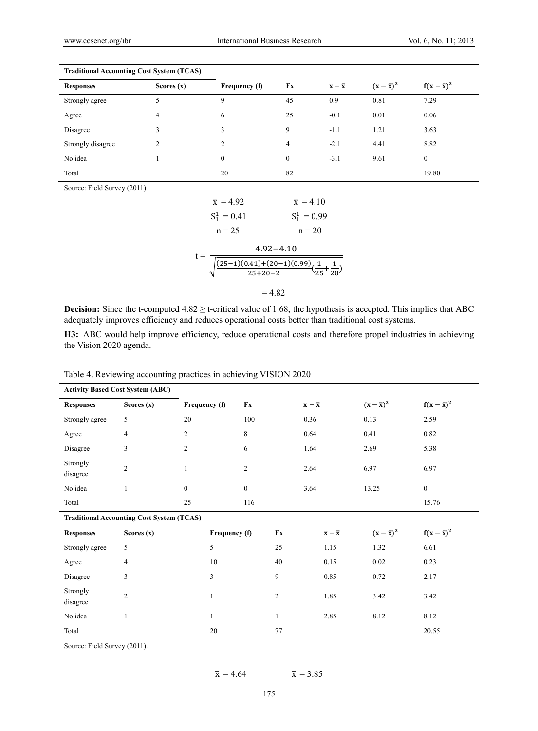| **Traditional Accounting Cost System (TCAS)** | | | | | | |
|---|---|---|---|---|---|---|
| **Responses** | **Scores (x)** | **Frequency (f)** | **Fx** | $\mathbf{x-\bar{x}}$ | $(\mathbf{x-\bar{x}})^2$ | $\mathbf{f(x-\bar{x})^2}$ |
| Strongly agree | 5 | 9 | 45 | 0.9 | 0.81 | 7.29 |
| Agree | 4 | 6 | 25 | -0.1 | 0.01 | 0.06 |
| Disagree | 3 | 3 | 9 | -1.1 | 1.21 | 3.63 |
| Strongly disagree | 2 | 2 | 4 | -2.1 | 4.41 | 8.82 |
| No idea | 1 | 0 | 0 | -3.1 | 9.61 | 0 |
| Total | | 20 | 82 | | | 19.80 |

Source: Field Survey (2011)

$\bar{x} = 4.92$ &nbsp;&nbsp;&nbsp;&nbsp; $\bar{x} = 4.10$

$S_1^1 = 0.41$ &nbsp;&nbsp;&nbsp;&nbsp; $S_1^1 = 0.99$

$n = 25$ &nbsp;&nbsp;&nbsp;&nbsp; $n = 20$

$$t = \frac{4.92 - 4.10}{\sqrt{\frac{(25-1)(0.41)+(20-1)(0.99)}{25+20-2}\left(\frac{1}{25}+\frac{1}{20}\right)}}$$

$$= 4.82$$

**Decision:** Since the t-computed $4.82 \geq$ t-critical value of 1.68, the hypothesis is accepted. This implies that ABC adequately improves efficiency and reduces operational costs better than traditional cost systems.

**H3:** ABC would help improve efficiency, reduce operational costs and therefore propel industries in achieving the Vision 2020 agenda.

Table 4. Reviewing accounting practices in achieving VISION 2020

| **Activity Based Cost System (ABC)** | | | | | | |
|---|---|---|---|---|---|---|
| **Responses** | **Scores (x)** | **Frequency (f)** | **Fx** | $\mathbf{x-\bar{x}}$ | $(\mathbf{x-\bar{x}})^2$ | $\mathbf{f(x-\bar{x})^2}$ |
| Strongly agree | 5 | 20 | 100 | 0.36 | 0.13 | 2.59 |
| Agree | 4 | 2 | 8 | 0.64 | 0.41 | 0.82 |
| Disagree | 3 | 2 | 6 | 1.64 | 2.69 | 5.38 |
| Strongly disagree | 2 | 1 | 2 | 2.64 | 6.97 | 6.97 |
| No idea | 1 | 0 | 0 | 3.64 | 13.25 | 0 |
| Total | | 25 | 116 | | | 15.76 |
| **Traditional Accounting Cost System (TCAS)** | | | | | | |
| **Responses** | **Scores (x)** | **Frequency (f)** | **Fx** | $\mathbf{x-\bar{x}}$ | $(\mathbf{x-\bar{x}})^2$ | $\mathbf{f(x-\bar{x})^2}$ |
| Strongly agree | 5 | 5 | 25 | 1.15 | 1.32 | 6.61 |
| Agree | 4 | 10 | 40 | 0.15 | 0.02 | 0.23 |
| Disagree | 3 | 3 | 9 | 0.85 | 0.72 | 2.17 |
| Strongly disagree | 2 | 1 | 2 | 1.85 | 3.42 | 3.42 |
| No idea | 1 | 1 | 1 | 2.85 | 8.12 | 8.12 |
| Total | | 20 | 77 | | | 20.55 |

Source: Field Survey (2011).

$\bar{x} = 4.64$ &nbsp;&nbsp;&nbsp;&nbsp; $\bar{x} = 3.85$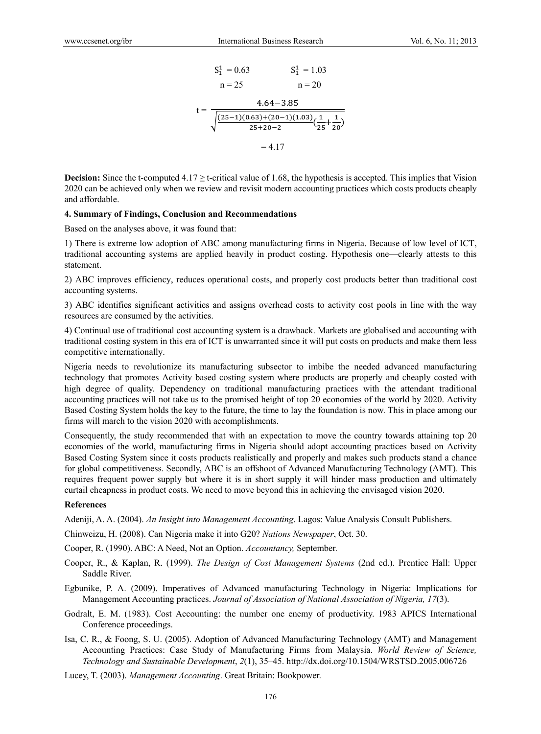$$S_1^1 = 0.63 \qquad S_1^1 = 1.03$$

$$n = 25 \qquad n = 20$$

$$t = \frac{4.64 - 3.85}{\sqrt{\frac{(25-1)(0.63)+(20-1)(1.03)}{25+20-2}\left(\frac{1}{25}+\frac{1}{20}\right)}}$$

$$= 4.17$$

**Decision:** Since the t-computed 4.17 ≥ t-critical value of 1.68, the hypothesis is accepted. This implies that Vision 2020 can be achieved only when we review and revisit modern accounting practices which costs products cheaply and affordable.

#### 4. Summary of Findings, Conclusion and Recommendations

Based on the analyses above, it was found that:

1) There is extreme low adoption of ABC among manufacturing firms in Nigeria. Because of low level of ICT, traditional accounting systems are applied heavily in product costing. Hypothesis one—clearly attests to this statement.

2) ABC improves efficiency, reduces operational costs, and properly cost products better than traditional cost accounting systems.

3) ABC identifies significant activities and assigns overhead costs to activity cost pools in line with the way resources are consumed by the activities.

4) Continual use of traditional cost accounting system is a drawback. Markets are globalised and accounting with traditional costing system in this era of ICT is unwarranted since it will put costs on products and make them less competitive internationally.

Nigeria needs to revolutionize its manufacturing subsector to imbibe the needed advanced manufacturing technology that promotes Activity based costing system where products are properly and cheaply costed with high degree of quality. Dependency on traditional manufacturing practices with the attendant traditional accounting practices will not take us to the promised height of top 20 economies of the world by 2020. Activity Based Costing System holds the key to the future, the time to lay the foundation is now. This in place among our firms will march to the vision 2020 with accomplishments.

Consequently, the study recommended that with an expectation to move the country towards attaining top 20 economies of the world, manufacturing firms in Nigeria should adopt accounting practices based on Activity Based Costing System since it costs products realistically and properly and makes such products stand a chance for global competitiveness. Secondly, ABC is an offshoot of Advanced Manufacturing Technology (AMT). This requires frequent power supply but where it is in short supply it will hinder mass production and ultimately curtail cheapness in product costs. We need to move beyond this in achieving the envisaged vision 2020.

#### References

Adeniji, A. A. (2004). *An Insight into Management Accounting*. Lagos: Value Analysis Consult Publishers.

Chinweizu, H. (2008). Can Nigeria make it into G20? *Nations Newspaper*, Oct. 30.

Cooper, R. (1990). ABC: A Need, Not an Option. *Accountancy,* September.

Cooper, R., & Kaplan, R. (1999). *The Design of Cost Management Systems* (2nd ed.). Prentice Hall: Upper Saddle River.

Egbunike, P. A. (2009). Imperatives of Advanced manufacturing Technology in Nigeria: Implications for Management Accounting practices. *Journal of Association of National Association of Nigeria, 17*(3).

Godralt, E. M. (1983). Cost Accounting: the number one enemy of productivity. 1983 APICS International Conference proceedings.

Isa, C. R., & Foong, S. U. (2005). Adoption of Advanced Manufacturing Technology (AMT) and Management Accounting Practices: Case Study of Manufacturing Firms from Malaysia. *World Review of Science, Technology and Sustainable Development*, *2*(1), 35–45. http://dx.doi.org/10.1504/WRSTSD.2005.006726

Lucey, T. (2003). *Management Accounting*. Great Britain: Bookpower.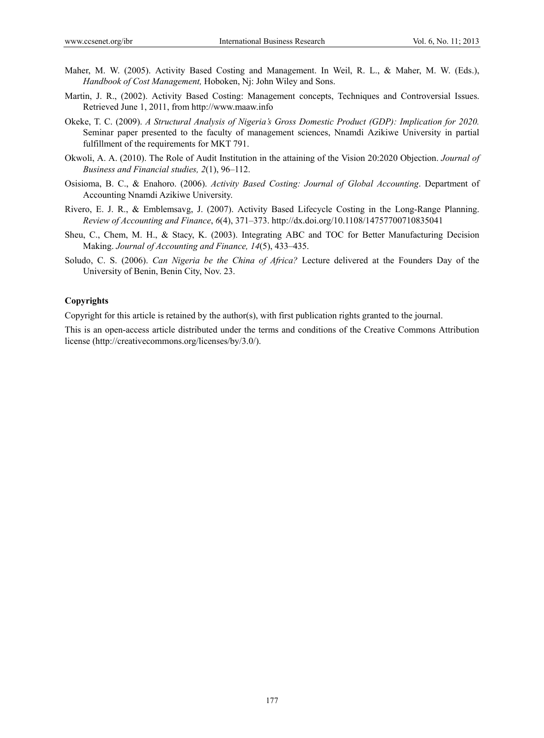Maher, M. W. (2005). Activity Based Costing and Management. In Weil, R. L., & Maher, M. W. (Eds.), *Handbook of Cost Management,* Hoboken, Nj: John Wiley and Sons.

Martin, J. R., (2002). Activity Based Costing: Management concepts, Techniques and Controversial Issues. Retrieved June 1, 2011, from http://www.maaw.info

Okeke, T. C. (2009). *A Structural Analysis of Nigeria's Gross Domestic Product (GDP): Implication for 2020.* Seminar paper presented to the faculty of management sciences, Nnamdi Azikiwe University in partial fulfillment of the requirements for MKT 791.

Okwoli, A. A. (2010). The Role of Audit Institution in the attaining of the Vision 20:2020 Objection. *Journal of Business and Financial studies, 2*(1), 96–112.

Osisioma, B. C., & Enahoro. (2006). *Activity Based Costing: Journal of Global Accounting*. Department of Accounting Nnamdi Azikiwe University.

Rivero, E. J. R., & Emblemsavg, J. (2007). Activity Based Lifecycle Costing in the Long-Range Planning. *Review of Accounting and Finance*, *6*(4), 371–373. http://dx.doi.org/10.1108/14757700710835041

Sheu, C., Chem, M. H., & Stacy, K. (2003). Integrating ABC and TOC for Better Manufacturing Decision Making. *Journal of Accounting and Finance, 14*(5), 433–435.

Soludo, C. S. (2006). *Can Nigeria be the China of Africa?* Lecture delivered at the Founders Day of the University of Benin, Benin City, Nov. 23.

**Copyrights**

Copyright for this article is retained by the author(s), with first publication rights granted to the journal.

This is an open-access article distributed under the terms and conditions of the Creative Commons Attribution license (http://creativecommons.org/licenses/by/3.0/).